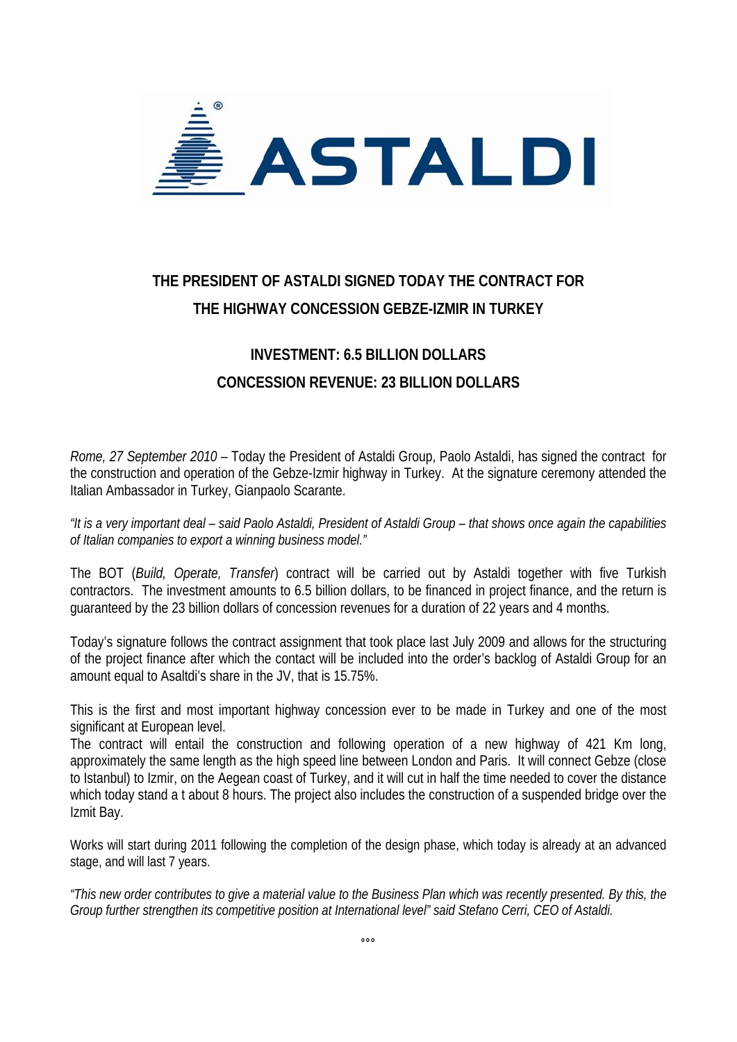ASTALDI

# THE PRESIDENT OF ASTALDI SIGNED TODAY THE CONTRACT FOR THE HIGHWAY CONCESSION GEBZE-IZMIR IN TURKEY

## INVESTMENT: 6.5 BILLION DOLLARS
## CONCESSION REVENUE: 23 BILLION DOLLARS

*Rome, 27 September 2010* – Today the President of Astaldi Group, Paolo Astaldi, has signed the contract for the construction and operation of the Gebze-Izmir highway in Turkey. At the signature ceremony attended the Italian Ambassador in Turkey, Gianpaolo Scarante.

*"It is a very important deal – said Paolo Astaldi, President of Astaldi Group – that shows once again the capabilities of Italian companies to export a winning business model."*

The BOT (*Build, Operate, Transfer*) contract will be carried out by Astaldi together with five Turkish contractors. The investment amounts to 6.5 billion dollars, to be financed in project finance, and the return is guaranteed by the 23 billion dollars of concession revenues for a duration of 22 years and 4 months.

Today's signature follows the contract assignment that took place last July 2009 and allows for the structuring of the project finance after which the contact will be included into the order's backlog of Astaldi Group for an amount equal to Asaltdi's share in the JV, that is 15.75%.

This is the first and most important highway concession ever to be made in Turkey and one of the most significant at European level.
The contract will entail the construction and following operation of a new highway of 421 Km long, approximately the same length as the high speed line between London and Paris. It will connect Gebze (close to Istanbul) to Izmir, on the Aegean coast of Turkey, and it will cut in half the time needed to cover the distance which today stand a t about 8 hours. The project also includes the construction of a suspended bridge over the Izmit Bay.

Works will start during 2011 following the completion of the design phase, which today is already at an advanced stage, and will last 7 years.

*"This new order contributes to give a material value to the Business Plan which was recently presented. By this, the Group further strengthen its competitive position at International level" said Stefano Cerri, CEO of Astaldi.*

°°°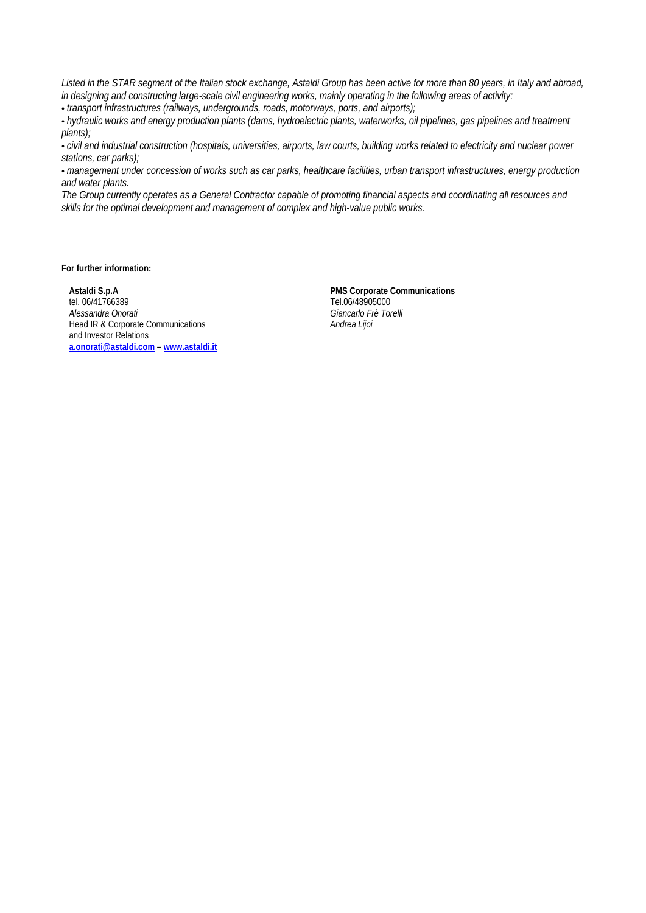*Listed in the STAR segment of the Italian stock exchange, Astaldi Group has been active for more than 80 years, in Italy and abroad, in designing and constructing large-scale civil engineering works, mainly operating in the following areas of activity:*

*• transport infrastructures (railways, undergrounds, roads, motorways, ports, and airports);*

*• hydraulic works and energy production plants (dams, hydroelectric plants, waterworks, oil pipelines, gas pipelines and treatment plants);*

*• civil and industrial construction (hospitals, universities, airports, law courts, building works related to electricity and nuclear power stations, car parks);*

*• management under concession of works such as car parks, healthcare facilities, urban transport infrastructures, energy production and water plants.*

*The Group currently operates as a General Contractor capable of promoting financial aspects and coordinating all resources and skills for the optimal development and management of complex and high-value public works.*

**For further information:**

**Astaldi S.p.A**
tel. 06/41766389
*Alessandra Onorati*
Head IR & Corporate Communications
and Investor Relations
**a.onorati@astaldi.com – www.astaldi.it**

**PMS Corporate Communications**
Tel.06/48905000
*Giancarlo Frè Torelli*
*Andrea Lijoi*